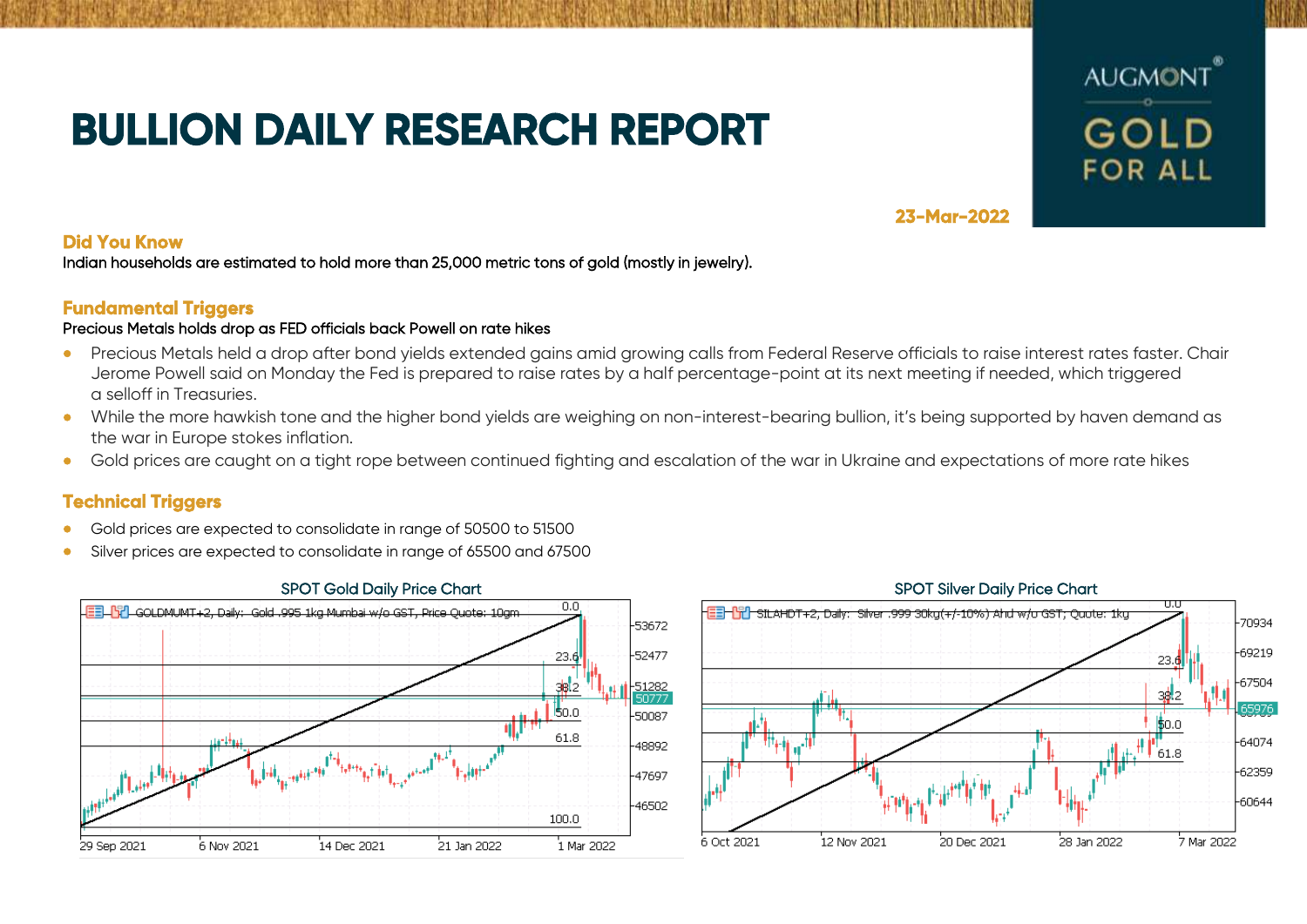# BULLION DAILY RESEARCH REPORT

AUGMONT GOLD FOR ALL

23-Mar-2022

## Did You Know

Indian households are estimated to hold more than 25,000 metric tons of gold (mostly in jewelry).

## Fundamental Triggers

Precious Metals holds drop as FED officials back Powell on rate hikes

- Precious Metals held a drop after bond yields extended gains amid growing calls from Federal Reserve officials to raise interest rates faster. Chair Jerome Powell said on Monday the Fed is prepared to raise rates by a half percentage-point at its next meeting if needed, which triggered a selloff in Treasuries.
- While the more hawkish tone and the higher bond yields are weighing on non-interest-bearing bullion, it's being supported by haven demand as the war in Europe stokes inflation.
- Gold prices are caught on a tight rope between continued fighting and escalation of the war in Ukraine and expectations of more rate hikes

## Technical Triggers

- Gold prices are expected to consolidate in range of 50500 to 51500
- Silver prices are expected to consolidate in range of 65500 and 67500

SPOT Gold Daily Price Chart

SPOT Silver Daily Price Chart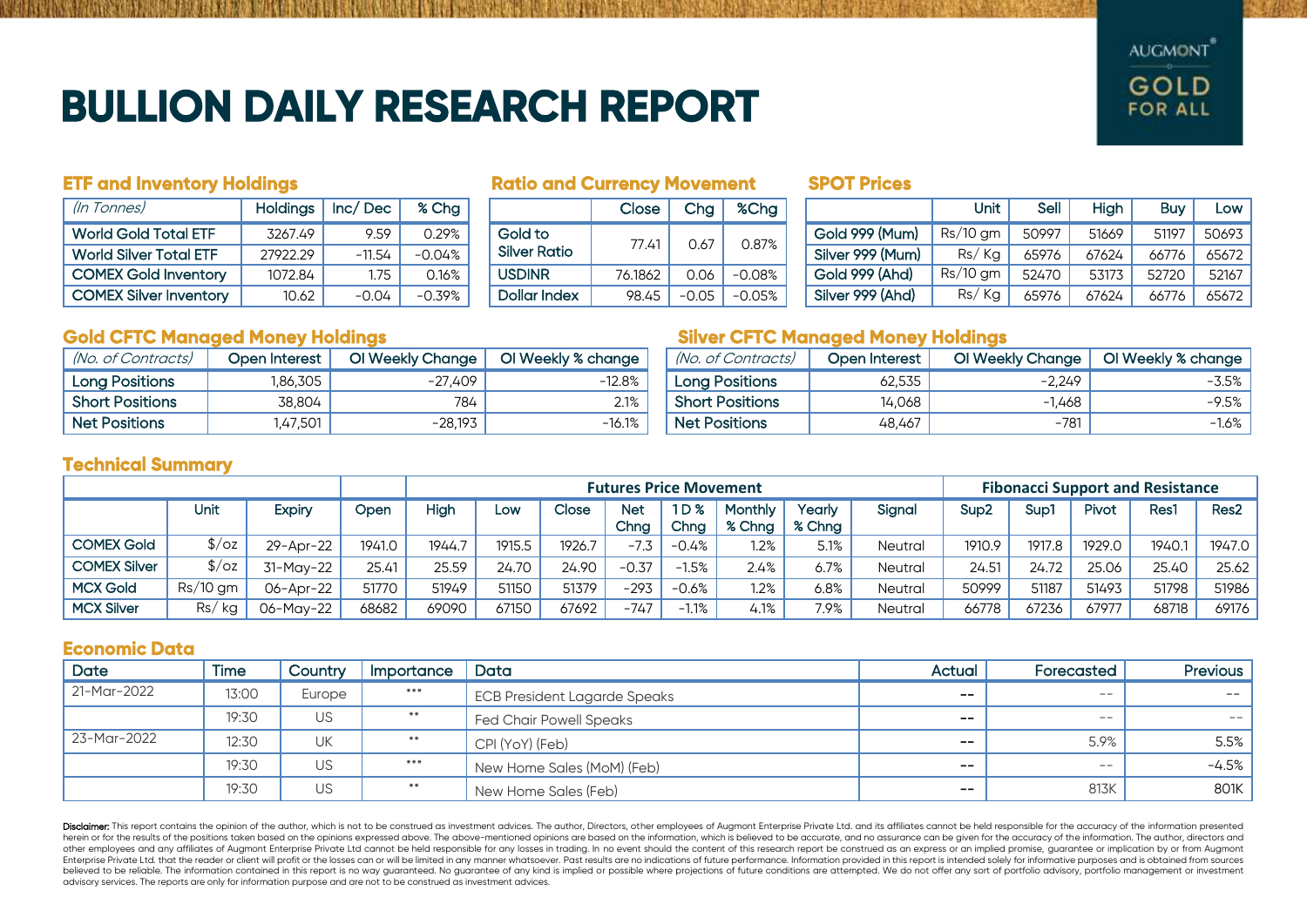# BULLION DAILY RESEARCH REPORT

AUGMONT GOLD FOR ALL

### ETF and Inventory Holdings

| *(In Tonnes)* | Holdings | Inc/ Dec | % Chg |
|---|---|---|---|
| World Gold Total ETF | 3267.49 | 9.59 | 0.29% |
| World Silver Total ETF | 27922.29 | -11.54 | -0.04% |
| COMEX Gold Inventory | 1072.84 | 1.75 | 0.16% |
| COMEX Silver Inventory | 10.62 | -0.04 | -0.39% |

### Ratio and Currency Movement

| | Close | Chg | %Chg |
|---|---|---|---|
| Gold to Silver Ratio | 77.41 | 0.67 | 0.87% |
| USDINR | 76.1862 | 0.06 | -0.08% |
| Dollar Index | 98.45 | -0.05 | -0.05% |

### SPOT Prices

| | Unit | Sell | High | Buy | Low |
|---|---|---|---|---|---|
| Gold 999 (Mum) | Rs/10 gm | 50997 | 51669 | 51197 | 50693 |
| Silver 999 (Mum) | Rs/ Kg | 65976 | 67624 | 66776 | 65672 |
| Gold 999 (Ahd) | Rs/10 gm | 52470 | 53173 | 52720 | 52167 |
| Silver 999 (Ahd) | Rs/ Kg | 65976 | 67624 | 66776 | 65672 |

### Gold CFTC Managed Money Holdings

| *(No. of Contracts)* | Open Interest | OI Weekly Change | OI Weekly % change |
|---|---|---|---|
| Long Positions | 1,86,305 | -27,409 | -12.8% |
| Short Positions | 38,804 | 784 | 2.1% |
| Net Positions | 1,47,501 | -28,193 | -16.1% |

### Silver CFTC Managed Money Holdings

| *(No. of Contracts)* | Open Interest | OI Weekly Change | OI Weekly % change |
|---|---|---|---|
| Long Positions | 62,535 | -2,249 | -3.5% |
| Short Positions | 14,068 | -1,468 | -9.5% |
| Net Positions | 48,467 | -781 | -1.6% |

### Technical Summary

| | | | | Futures Price Movement | | | | | | | | Fibonacci Support and Resistance | | | | |
|---|---|---|---|---|---|---|---|---|---|---|---|---|---|---|---|---|
| | Unit | Expiry | Open | High | Low | Close | Net Chng | 1 D % Chng | Monthly % Chng | Yearly % Chng | Signal | Sup2 | Sup1 | Pivot | Res1 | Res2 |
| COMEX Gold | $/oz | 29-Apr-22 | 1941.0 | 1944.7 | 1915.5 | 1926.7 | -7.3 | -0.4% | 1.2% | 5.1% | Neutral | 1910.9 | 1917.8 | 1929.0 | 1940.1 | 1947.0 |
| COMEX Silver | $/oz | 31-May-22 | 25.41 | 25.59 | 24.70 | 24.90 | -0.37 | -1.5% | 2.4% | 6.7% | Neutral | 24.51 | 24.72 | 25.06 | 25.40 | 25.62 |
| MCX Gold | Rs/10 gm | 06-Apr-22 | 51770 | 51949 | 51150 | 51379 | -293 | -0.6% | 1.2% | 6.8% | Neutral | 50999 | 51187 | 51493 | 51798 | 51986 |
| MCX Silver | Rs/ kg | 06-May-22 | 68682 | 69090 | 67150 | 67692 | -747 | -1.1% | 4.1% | 7.9% | Neutral | 66778 | 67236 | 67977 | 68718 | 69176 |

### Economic Data

| Date | Time | Country | Importance | Data | Actual | Forecasted | Previous |
|---|---|---|---|---|---|---|---|
| 21-Mar-2022 | 13:00 | Europe | *** | ECB President Lagarde Speaks | -- | -- | -- |
| | 19:30 | US | ** | Fed Chair Powell Speaks | -- | -- | -- |
| 23-Mar-2022 | 12:30 | UK | ** | CPI (YoY) (Feb) | -- | 5.9% | 5.5% |
| | 19:30 | US | *** | New Home Sales (MoM) (Feb) | -- | -- | -4.5% |
| | 19:30 | US | ** | New Home Sales (Feb) | -- | 813K | 801K |

**Disclaimer:** This report contains the opinion of the author, which is not to be construed as investment advices. The author, Directors, other employees of Augmont Enterprise Private Ltd. and its affiliates cannot be held responsible for the accuracy of the information presented herein or for the results of the positions taken based on the opinions expressed above. The above-mentioned opinions are based on the information, which is believed to be accurate, and no assurance can be given for the accuracy of the information. The author, directors and other employees and any affiliates of Augmont Enterprise Private Ltd cannot be held responsible for any losses in trading. In no event should the content of this research report be construed as an express or an implied promise, guarantee or implication by or from Augmont Enterprise Private Ltd. that the reader or client will profit or the losses can or will be limited in any manner whatsoever. Past results are no indications of future performance. Information provided in this report is intended solely for informative purposes and is obtained from sources believed to be reliable. The information contained in this report is no way guaranteed. No guarantee of any kind is implied or possible where projections of future conditions are attempted. We do not offer any sort of portfolio advisory, portfolio management or investment advisory services. The reports are only for information purpose and are not to be construed as investment advices.